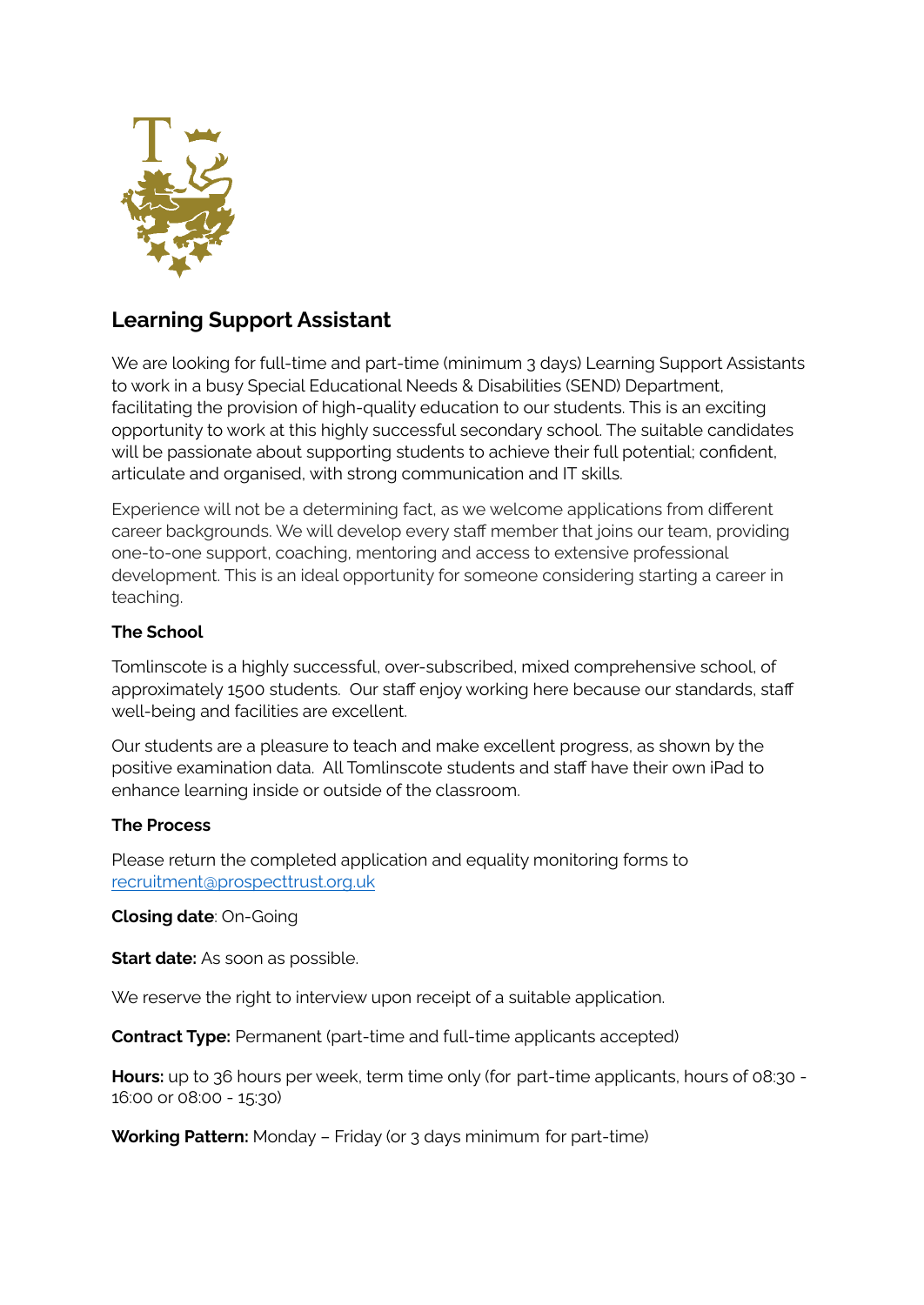## Learning Support Assistant

We are looking for full-time and part-time (minimum 3 days) Learning Support Assistants to work in a busy Special Educational Needs & Disabilities (SEND) Department, facilitating the provision of high-quality education to our students. This is an exciting opportunity to work at this highly successful secondary school. The suitable candidates will be passionate about supporting students to achieve their full potential; confident, articulate and organised, with strong communication and IT skills.

Experience will not be a determining fact, as we welcome applications from different career backgrounds. We will develop every staff member that joins our team, providing one-to-one support, coaching, mentoring and access to extensive professional development. This is an ideal opportunity for someone considering starting a career in teaching.

**The School**

Tomlinscote is a highly successful, over-subscribed, mixed comprehensive school, of approximately 1500 students. Our staff enjoy working here because our standards, staff well-being and facilities are excellent.

Our students are a pleasure to teach and make excellent progress, as shown by the positive examination data. All Tomlinscote students and staff have their own iPad to enhance learning inside or outside of the classroom.

**The Process**

Please return the completed application and equality monitoring forms to [recruitment@prospecttrust.org.uk](mailto:recruitment@prospecttrust.org.uk)

**Closing date**: On-Going

**Start date:** As soon as possible.

We reserve the right to interview upon receipt of a suitable application.

**Contract Type:** Permanent (part-time and full-time applicants accepted)

**Hours:** up to 36 hours per week, term time only (for part-time applicants, hours of 08:30 - 16:00 or 08:00 - 15:30)

**Working Pattern:** Monday – Friday (or 3 days minimum for part-time)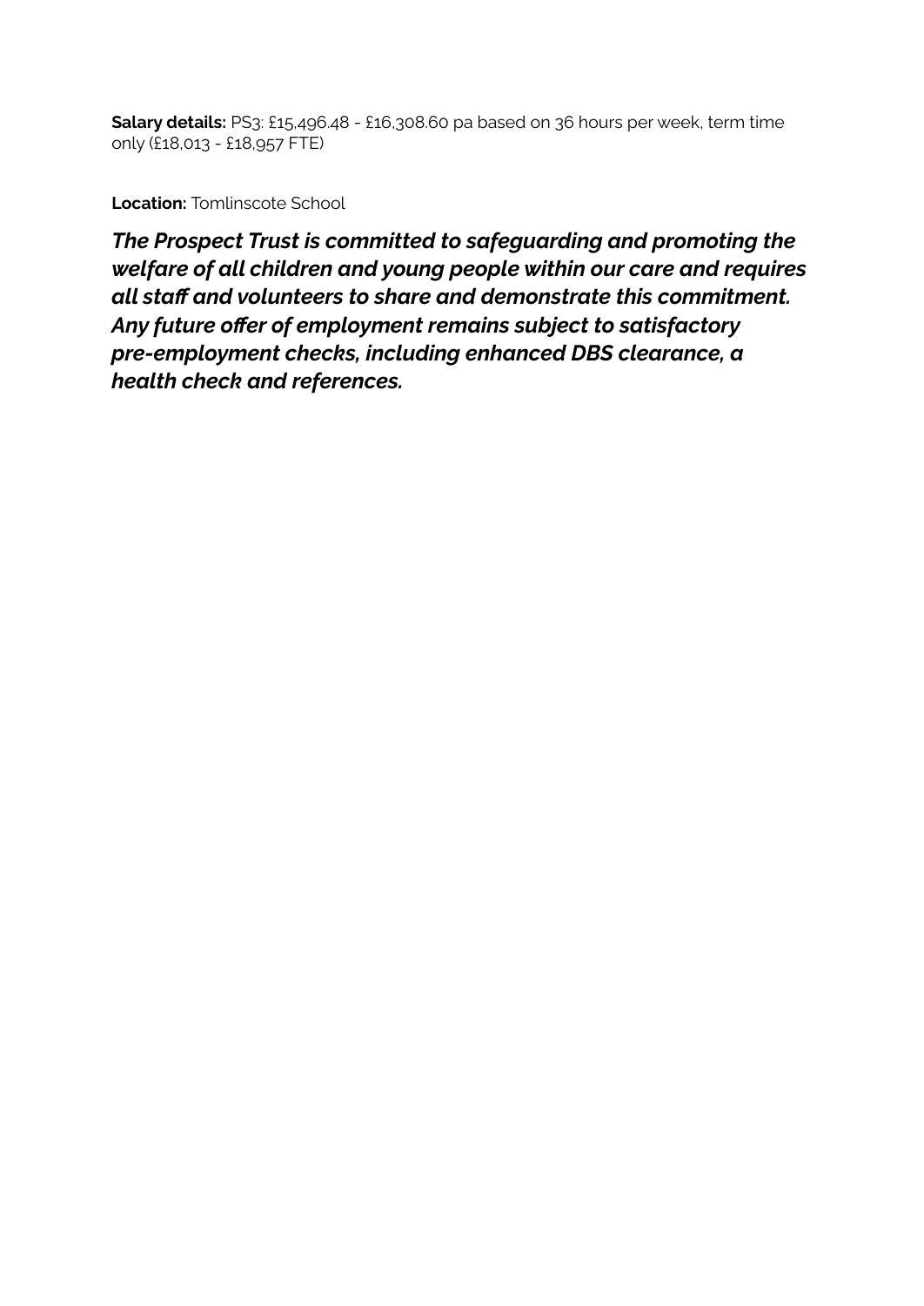**Salary details:** PS3: £15,496.48 - £16,308.60 pa based on 36 hours per week, term time only (£18,013 - £18,957 FTE)

**Location:** Tomlinscote School

***The Prospect Trust is committed to safeguarding and promoting the welfare of all children and young people within our care and requires all staff and volunteers to share and demonstrate this commitment. Any future offer of employment remains subject to satisfactory pre-employment checks, including enhanced DBS clearance, a health check and references.***